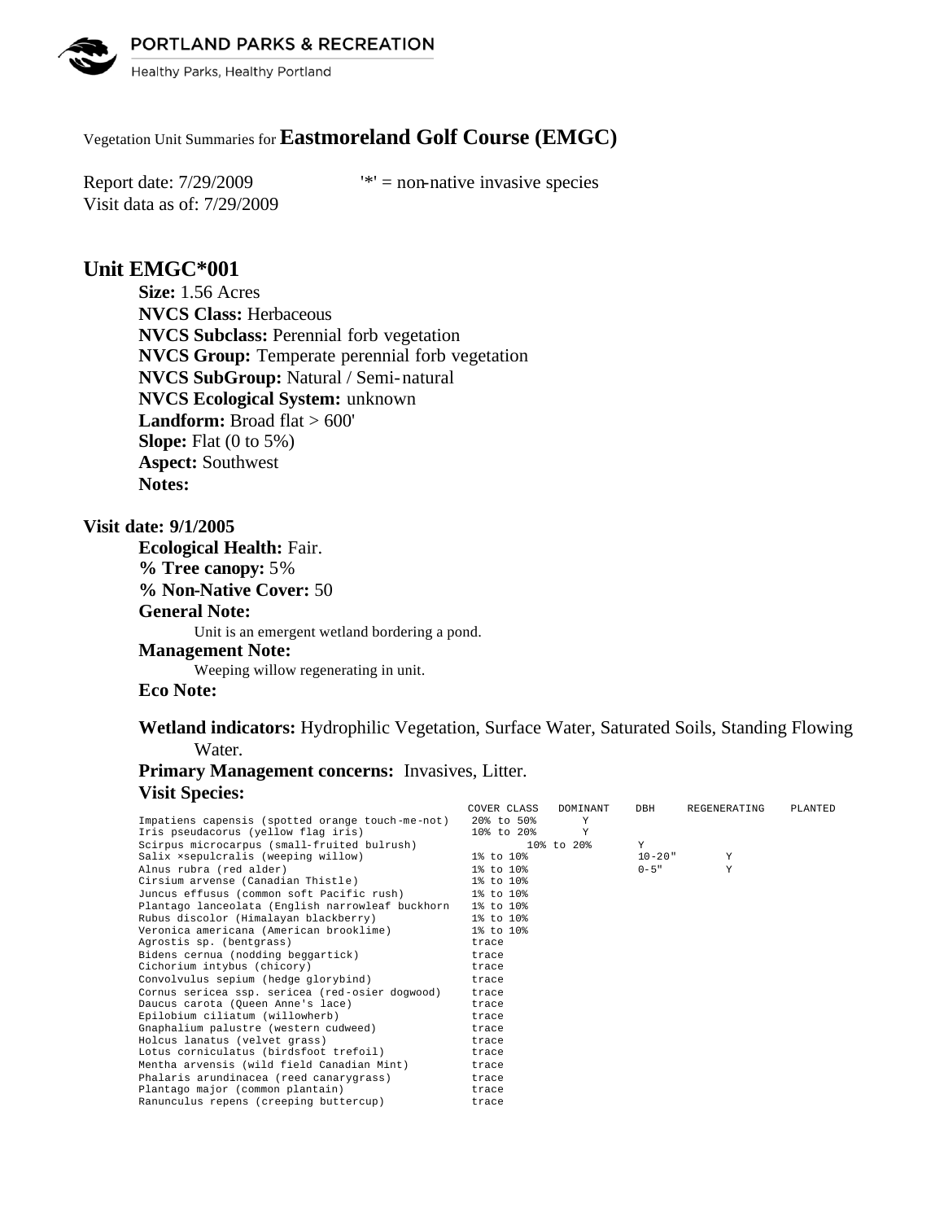PORTLAND PARKS & RECREATION

Healthy Parks, Healthy Portland

Vegetation Unit Summaries for **Eastmoreland Golf Course (EMGC)**

Report date: 7/29/2009 '*' = non-native invasive species

Visit data as of: 7/29/2009

## Unit EMGC*001

**Size:** 1.56 Acres
**NVCS Class:** Herbaceous
**NVCS Subclass:** Perennial forb vegetation
**NVCS Group:** Temperate perennial forb vegetation
**NVCS SubGroup:** Natural / Semi-natural
**NVCS Ecological System:** unknown
**Landform:** Broad flat > 600'
**Slope:** Flat (0 to 5%)
**Aspect:** Southwest
**Notes:**

### Visit date: 9/1/2005

**Ecological Health:** Fair.
**% Tree canopy:** 5%
**% Non-Native Cover:** 50
**General Note:**

Unit is an emergent wetland bordering a pond.

**Management Note:**

Weeping willow regenerating in unit.

**Eco Note:**

**Wetland indicators:** Hydrophilic Vegetation, Surface Water, Saturated Soils, Standing Flowing Water.

**Primary Management concerns:** Invasives, Litter.

**Visit Species:**

| | COVER CLASS | DOMINANT | DBH | REGENERATING | PLANTED |
|---|---|---|---|---|---|
| Impatiens capensis (spotted orange touch-me-not) | 20% to 50% | Y | | | |
| Iris pseudacorus (yellow flag iris) | 10% to 20% | Y | | | |
| Scirpus microcarpus (small-fruited bulrush) | 10% to 20% | Y | | | |
| Salix ×sepulcralis (weeping willow) | 1% to 10% | | 10-20" | Y | |
| Alnus rubra (red alder) | 1% to 10% | | 0-5" | Y | |
| Cirsium arvense (Canadian Thistle) | 1% to 10% | | | | |
| Juncus effusus (common soft Pacific rush) | 1% to 10% | | | | |
| Plantago lanceolata (English narrowleaf buckhorn | 1% to 10% | | | | |
| Rubus discolor (Himalayan blackberry) | 1% to 10% | | | | |
| Veronica americana (American brooklime) | 1% to 10% | | | | |
| Agrostis sp. (bentgrass) | trace | | | | |
| Bidens cernua (nodding beggartick) | trace | | | | |
| Cichorium intybus (chicory) | trace | | | | |
| Convolvulus sepium (hedge glorybind) | trace | | | | |
| Cornus sericea ssp. sericea (red-osier dogwood) | trace | | | | |
| Daucus carota (Queen Anne's lace) | trace | | | | |
| Epilobium ciliatum (willowherb) | trace | | | | |
| Gnaphalium palustre (western cudweed) | trace | | | | |
| Holcus lanatus (velvet grass) | trace | | | | |
| Lotus corniculatus (birdsfoot trefoil) | trace | | | | |
| Mentha arvensis (wild field Canadian Mint) | trace | | | | |
| Phalaris arundinacea (reed canarygrass) | trace | | | | |
| Plantago major (common plantain) | trace | | | | |
| Ranunculus repens (creeping buttercup) | trace | | | | |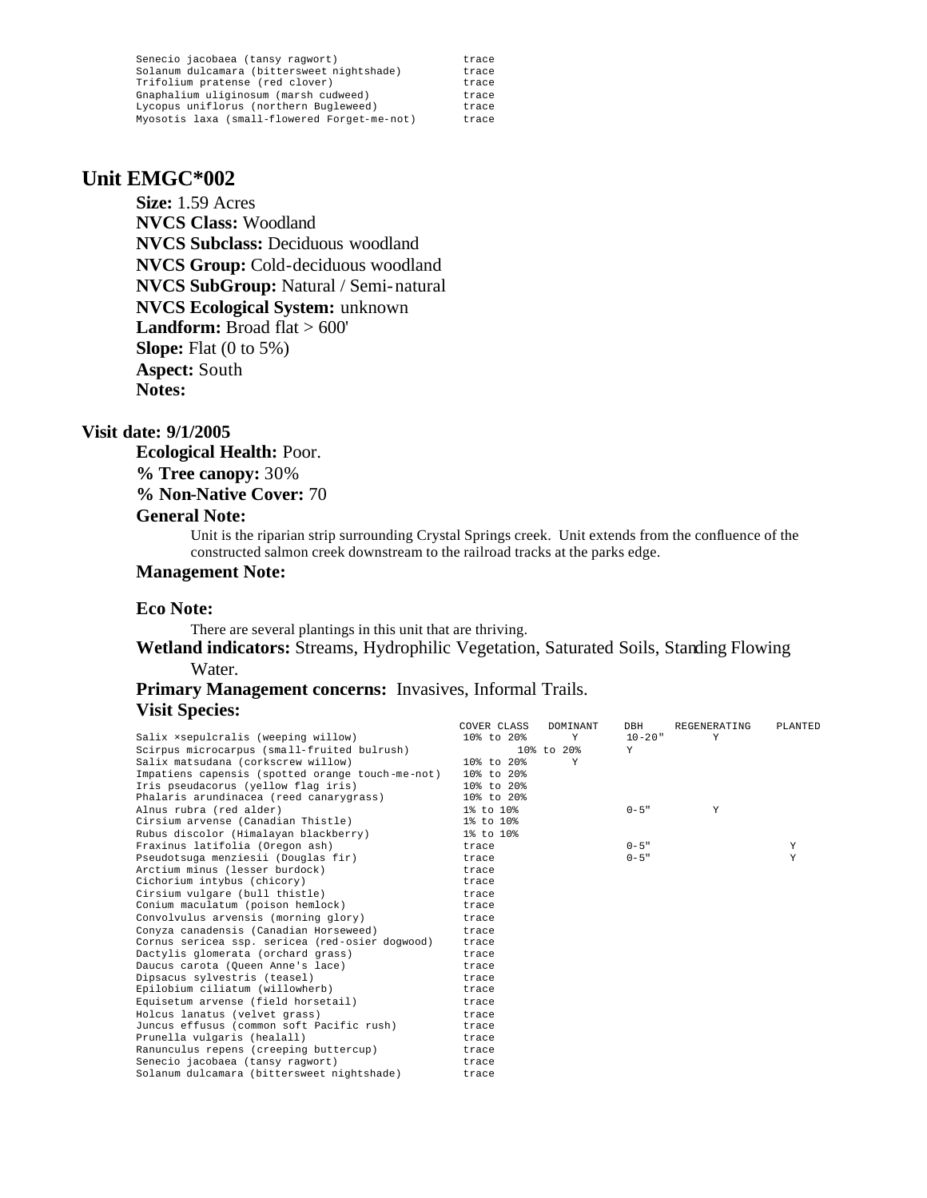| Species | Cover Class |
|---|---|
| Senecio jacobaea (tansy ragwort) | trace |
| Solanum dulcamara (bittersweet nightshade) | trace |
| Trifolium pratense (red clover) | trace |
| Gnaphalium uliginosum (marsh cudweed) | trace |
| Lycopus uniflorus (northern Bugleweed) | trace |
| Myosotis laxa (small-flowered Forget-me-not) | trace |

## Unit EMGC*002

**Size:** 1.59 Acres
**NVCS Class:** Woodland
**NVCS Subclass:** Deciduous woodland
**NVCS Group:** Cold-deciduous woodland
**NVCS SubGroup:** Natural / Semi-natural
**NVCS Ecological System:** unknown
**Landform:** Broad flat > 600'
**Slope:** Flat (0 to 5%)
**Aspect:** South
**Notes:**

### Visit date: 9/1/2005

**Ecological Health:** Poor.
**% Tree canopy:** 30%
**% Non-Native Cover:** 70

**General Note:**

Unit is the riparian strip surrounding Crystal Springs creek. Unit extends from the confluence of the constructed salmon creek downstream to the railroad tracks at the parks edge.

**Management Note:**

**Eco Note:**

There are several plantings in this unit that are thriving.

**Wetland indicators:** Streams, Hydrophilic Vegetation, Saturated Soils, Standing Flowing Water.

**Primary Management concerns:** Invasives, Informal Trails.

**Visit Species:**

| Species | COVER CLASS | DOMINANT | DBH | REGENERATING | PLANTED |
|---|---|---|---|---|---|
| Salix ×sepulcralis (weeping willow) | 10% to 20% | Y | 10-20" | Y | |
| Scirpus microcarpus (small-fruited bulrush) | | 10% to 20% | Y | | |
| Salix matsudana (corkscrew willow) | 10% to 20% | Y | | | |
| Impatiens capensis (spotted orange touch-me-not) | 10% to 20% | | | | |
| Iris pseudacorus (yellow flag iris) | 10% to 20% | | | | |
| Phalaris arundinacea (reed canarygrass) | 10% to 20% | | | | |
| Alnus rubra (red alder) | 1% to 10% | | 0-5" | Y | |
| Cirsium arvense (Canadian Thistle) | 1% to 10% | | | | |
| Rubus discolor (Himalayan blackberry) | 1% to 10% | | | | |
| Fraxinus latifolia (Oregon ash) | trace | | 0-5" | | Y |
| Pseudotsuga menziesii (Douglas fir) | trace | | 0-5" | | Y |
| Arctium minus (lesser burdock) | trace | | | | |
| Cichorium intybus (chicory) | trace | | | | |
| Cirsium vulgare (bull thistle) | trace | | | | |
| Conium maculatum (poison hemlock) | trace | | | | |
| Convolvulus arvensis (morning glory) | trace | | | | |
| Conyza canadensis (Canadian Horseweed) | trace | | | | |
| Cornus sericea ssp. sericea (red-osier dogwood) | trace | | | | |
| Dactylis glomerata (orchard grass) | trace | | | | |
| Daucus carota (Queen Anne's lace) | trace | | | | |
| Dipsacus sylvestris (teasel) | trace | | | | |
| Epilobium ciliatum (willowherb) | trace | | | | |
| Equisetum arvense (field horsetail) | trace | | | | |
| Holcus lanatus (velvet grass) | trace | | | | |
| Juncus effusus (common soft Pacific rush) | trace | | | | |
| Prunella vulgaris (healall) | trace | | | | |
| Ranunculus repens (creeping buttercup) | trace | | | | |
| Senecio jacobaea (tansy ragwort) | trace | | | | |
| Solanum dulcamara (bittersweet nightshade) | trace | | | | |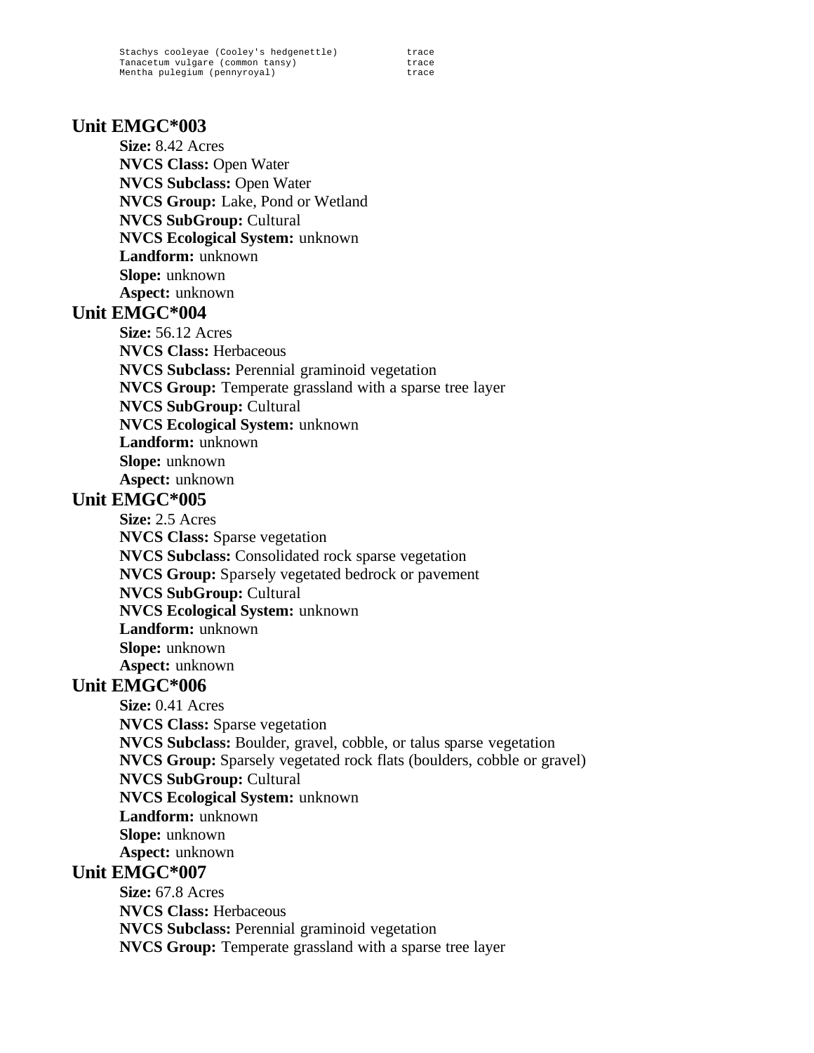```
Stachys cooleyae (Cooley's hedgenettle)           trace
Tanacetum vulgare (common tansy)                  trace
Mentha pulegium (pennyroyal)                      trace
```

## Unit EMGC*003

**Size:** 8.42 Acres
**NVCS Class:** Open Water
**NVCS Subclass:** Open Water
**NVCS Group:** Lake, Pond or Wetland
**NVCS SubGroup:** Cultural
**NVCS Ecological System:** unknown
**Landform:** unknown
**Slope:** unknown
**Aspect:** unknown

## Unit EMGC*004

**Size:** 56.12 Acres
**NVCS Class:** Herbaceous
**NVCS Subclass:** Perennial graminoid vegetation
**NVCS Group:** Temperate grassland with a sparse tree layer
**NVCS SubGroup:** Cultural
**NVCS Ecological System:** unknown
**Landform:** unknown
**Slope:** unknown
**Aspect:** unknown

## Unit EMGC*005

**Size:** 2.5 Acres
**NVCS Class:** Sparse vegetation
**NVCS Subclass:** Consolidated rock sparse vegetation
**NVCS Group:** Sparsely vegetated bedrock or pavement
**NVCS SubGroup:** Cultural
**NVCS Ecological System:** unknown
**Landform:** unknown
**Slope:** unknown
**Aspect:** unknown

## Unit EMGC*006

**Size:** 0.41 Acres
**NVCS Class:** Sparse vegetation
**NVCS Subclass:** Boulder, gravel, cobble, or talus sparse vegetation
**NVCS Group:** Sparsely vegetated rock flats (boulders, cobble or gravel)
**NVCS SubGroup:** Cultural
**NVCS Ecological System:** unknown
**Landform:** unknown
**Slope:** unknown
**Aspect:** unknown

## Unit EMGC*007

**Size:** 67.8 Acres
**NVCS Class:** Herbaceous
**NVCS Subclass:** Perennial graminoid vegetation
**NVCS Group:** Temperate grassland with a sparse tree layer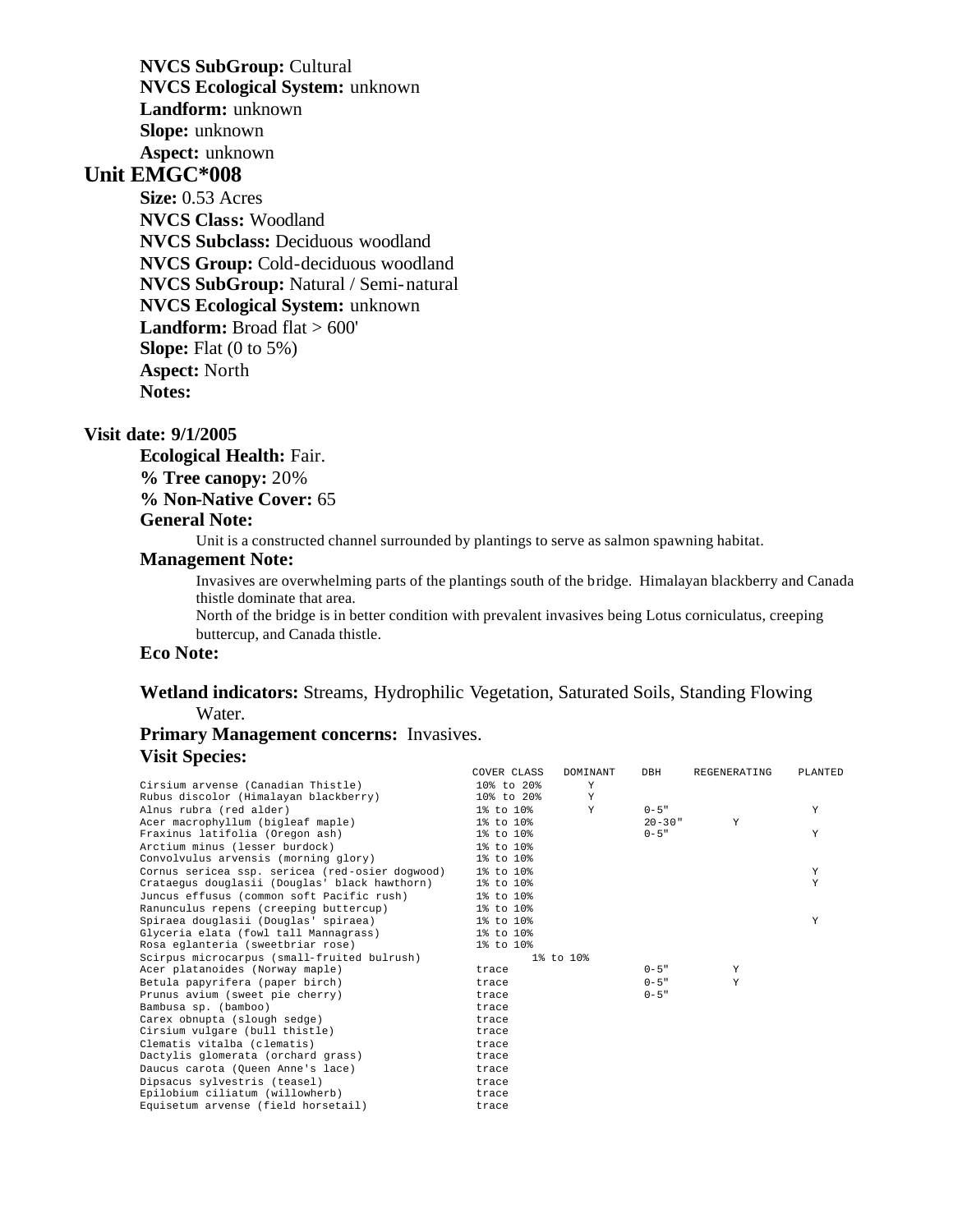**NVCS SubGroup:** Cultural
**NVCS Ecological System:** unknown
**Landform:** unknown
**Slope:** unknown
**Aspect:** unknown

## Unit EMGC*008

**Size:** 0.53 Acres
**NVCS Class:** Woodland
**NVCS Subclass:** Deciduous woodland
**NVCS Group:** Cold-deciduous woodland
**NVCS SubGroup:** Natural / Semi-natural
**NVCS Ecological System:** unknown
**Landform:** Broad flat > 600'
**Slope:** Flat (0 to 5%)
**Aspect:** North
**Notes:**

### Visit date: 9/1/2005

**Ecological Health:** Fair.
**% Tree canopy:** 20%
**% Non-Native Cover:** 65

**General Note:**

Unit is a constructed channel surrounded by plantings to serve as salmon spawning habitat.

**Management Note:**

Invasives are overwhelming parts of the plantings south of the bridge. Himalayan blackberry and Canada thistle dominate that area.
North of the bridge is in better condition with prevalent invasives being Lotus corniculatus, creeping buttercup, and Canada thistle.

**Eco Note:**

**Wetland indicators:** Streams, Hydrophilic Vegetation, Saturated Soils, Standing Flowing Water.

**Primary Management concerns:** Invasives.

**Visit Species:**

| | COVER CLASS | DOMINANT | DBH | REGENERATING | PLANTED |
|---|---|---|---|---|---|
| Cirsium arvense (Canadian Thistle) | 10% to 20% | Y | | | |
| Rubus discolor (Himalayan blackberry) | 10% to 20% | Y | | | |
| Alnus rubra (red alder) | 1% to 10% | Y | 0-5" | | Y |
| Acer macrophyllum (bigleaf maple) | 1% to 10% | | 20-30" | Y | |
| Fraxinus latifolia (Oregon ash) | 1% to 10% | | 0-5" | | Y |
| Arctium minus (lesser burdock) | 1% to 10% | | | | |
| Convolvulus arvensis (morning glory) | 1% to 10% | | | | |
| Cornus sericea ssp. sericea (red-osier dogwood) | 1% to 10% | | | | Y |
| Crataegus douglasii (Douglas' black hawthorn) | 1% to 10% | | | | Y |
| Juncus effusus (common soft Pacific rush) | 1% to 10% | | | | |
| Ranunculus repens (creeping buttercup) | 1% to 10% | | | | |
| Spiraea douglasii (Douglas' spiraea) | 1% to 10% | | | | Y |
| Glyceria elata (fowl tall Mannagrass) | 1% to 10% | | | | |
| Rosa eglanteria (sweetbriar rose) | 1% to 10% | | | | |
| Scirpus microcarpus (small-fruited bulrush) | 1% to 10% | | | | |
| Acer platanoides (Norway maple) | trace | | 0-5" | Y | |
| Betula papyrifera (paper birch) | trace | | 0-5" | Y | |
| Prunus avium (sweet pie cherry) | trace | | 0-5" | | |
| Bambusa sp. (bamboo) | trace | | | | |
| Carex obnupta (slough sedge) | trace | | | | |
| Cirsium vulgare (bull thistle) | trace | | | | |
| Clematis vitalba (clematis) | trace | | | | |
| Dactylis glomerata (orchard grass) | trace | | | | |
| Daucus carota (Queen Anne's lace) | trace | | | | |
| Dipsacus sylvestris (teasel) | trace | | | | |
| Epilobium ciliatum (willowherb) | trace | | | | |
| Equisetum arvense (field horsetail) | trace | | | | |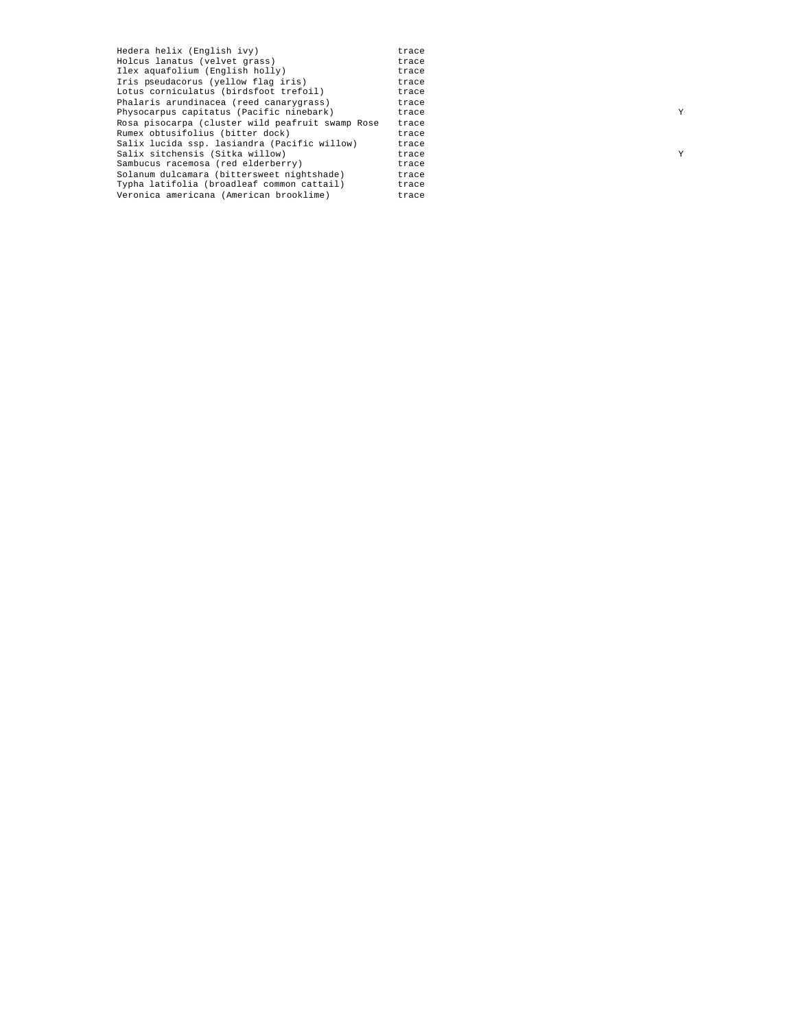| | | |
|---|---|---|
| Hedera helix (English ivy) | trace | |
| Holcus lanatus (velvet grass) | trace | |
| Ilex aquafolium (English holly) | trace | |
| Iris pseudacorus (yellow flag iris) | trace | |
| Lotus corniculatus (birdsfoot trefoil) | trace | |
| Phalaris arundinacea (reed canarygrass) | trace | |
| Physocarpus capitatus (Pacific ninebark) | trace | Y |
| Rosa pisocarpa (cluster wild peafruit swamp Rose | trace | |
| Rumex obtusifolius (bitter dock) | trace | |
| Salix lucida ssp. lasiandra (Pacific willow) | trace | |
| Salix sitchensis (Sitka willow) | trace | Y |
| Sambucus racemosa (red elderberry) | trace | |
| Solanum dulcamara (bittersweet nightshade) | trace | |
| Typha latifolia (broadleaf common cattail) | trace | |
| Veronica americana (American brooklime) | trace | |